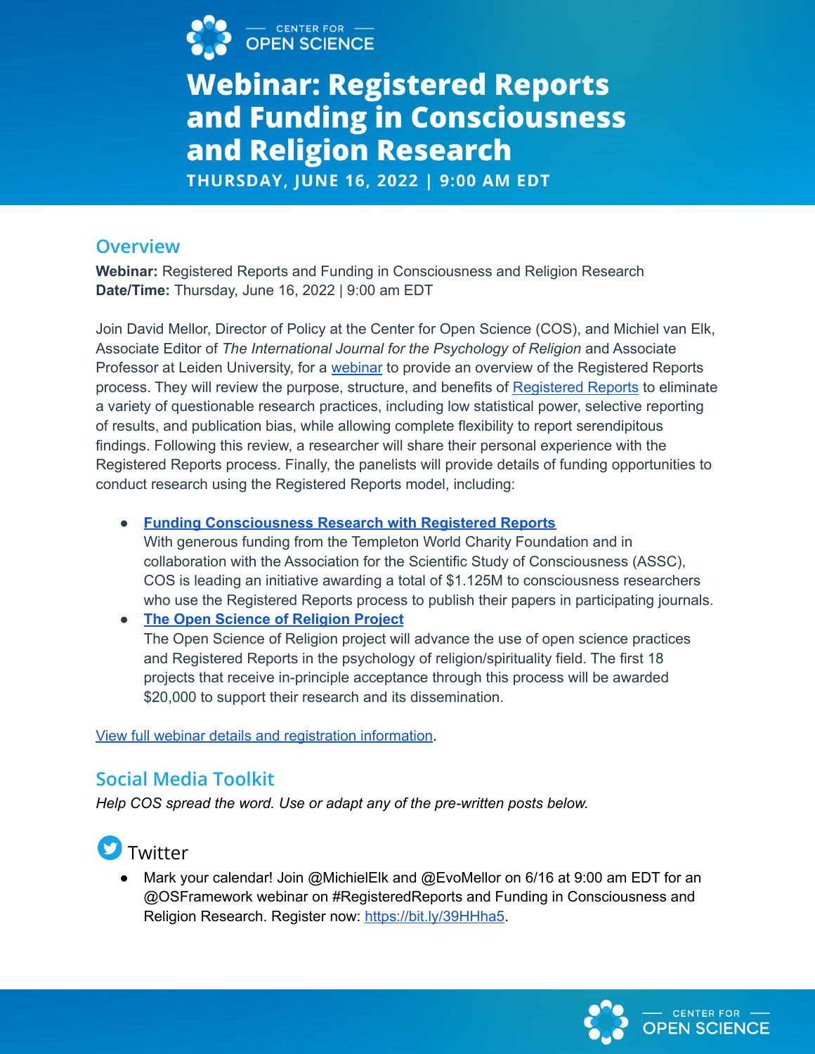CENTER FOR OPEN SCIENCE

# Webinar: Registered Reports and Funding in Consciousness and Religion Research

**THURSDAY, JUNE 16, 2022 | 9:00 AM EDT**

## Overview

**Webinar:** Registered Reports and Funding in Consciousness and Religion Research
**Date/Time:** Thursday, June 16, 2022 | 9:00 am EDT

Join David Mellor, Director of Policy at the Center for Open Science (COS), and Michiel van Elk, Associate Editor of *The International Journal for the Psychology of Religion* and Associate Professor at Leiden University, for a webinar to provide an overview of the Registered Reports process. They will review the purpose, structure, and benefits of Registered Reports to eliminate a variety of questionable research practices, including low statistical power, selective reporting of results, and publication bias, while allowing complete flexibility to report serendipitous findings. Following this review, a researcher will share their personal experience with the Registered Reports process. Finally, the panelists will provide details of funding opportunities to conduct research using the Registered Reports model, including:

- **Funding Consciousness Research with Registered Reports**
  With generous funding from the Templeton World Charity Foundation and in collaboration with the Association for the Scientific Study of Consciousness (ASSC), COS is leading an initiative awarding a total of $1.125M to consciousness researchers who use the Registered Reports process to publish their papers in participating journals.
- **The Open Science of Religion Project**
  The Open Science of Religion project will advance the use of open science practices and Registered Reports in the psychology of religion/spirituality field. The first 18 projects that receive in-principle acceptance through this process will be awarded $20,000 to support their research and its dissemination.

View full webinar details and registration information.

## Social Media Toolkit

*Help COS spread the word. Use or adapt any of the pre-written posts below.*

### Twitter

- Mark your calendar! Join @MichielElk and @EvoMellor on 6/16 at 9:00 am EDT for an @OSFramework webinar on #RegisteredReports and Funding in Consciousness and Religion Research. Register now: https://bit.ly/39HHha5.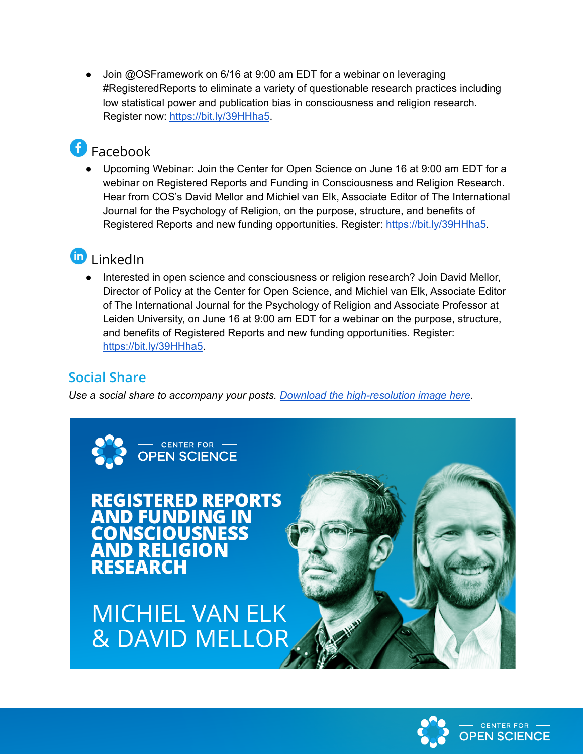- Join @OSFramework on 6/16 at 9:00 am EDT for a webinar on leveraging #RegisteredReports to eliminate a variety of questionable research practices including low statistical power and publication bias in consciousness and religion research. Register now: https://bit.ly/39HHha5.

## Facebook

- Upcoming Webinar: Join the Center for Open Science on June 16 at 9:00 am EDT for a webinar on Registered Reports and Funding in Consciousness and Religion Research. Hear from COS's David Mellor and Michiel van Elk, Associate Editor of The International Journal for the Psychology of Religion, on the purpose, structure, and benefits of Registered Reports and new funding opportunities. Register: https://bit.ly/39HHha5.

## LinkedIn

- Interested in open science and consciousness or religion research? Join David Mellor, Director of Policy at the Center for Open Science, and Michiel van Elk, Associate Editor of The International Journal for the Psychology of Religion and Associate Professor at Leiden University, on June 16 at 9:00 am EDT for a webinar on the purpose, structure, and benefits of Registered Reports and new funding opportunities. Register: https://bit.ly/39HHha5.

## Social Share

*Use a social share to accompany your posts. Download the high-resolution image here.*

CENTER FOR OPEN SCIENCE

REGISTERED REPORTS AND FUNDING IN CONSCIOUSNESS AND RELIGION RESEARCH

MICHIEL VAN ELK & DAVID MELLOR